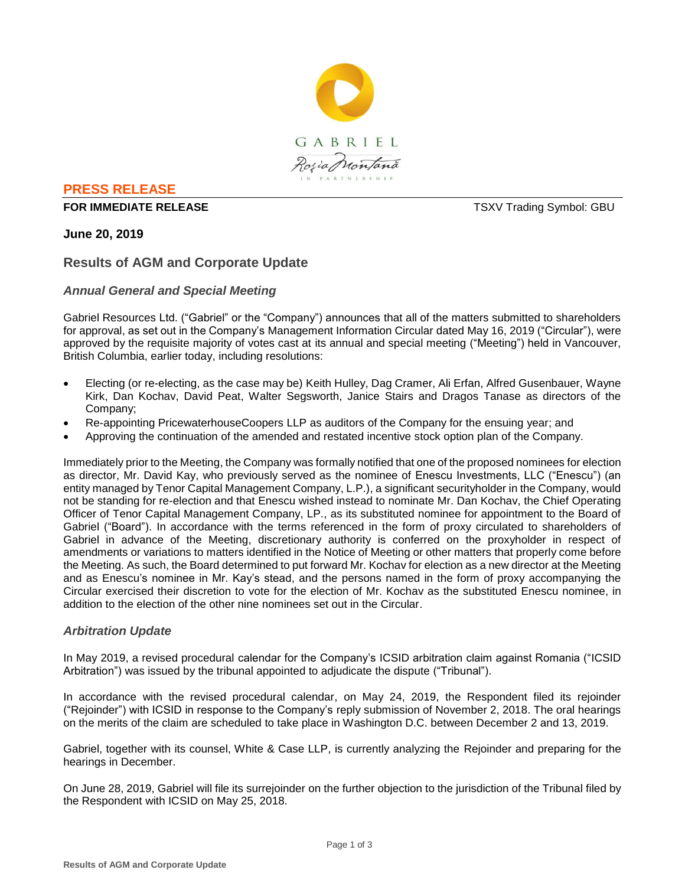**PRESS RELEASE**

**FOR IMMEDIATE RELEASE** TSXV Trading Symbol: GBU

**June 20, 2019**

## Results of AGM and Corporate Update

### *Annual General and Special Meeting*

Gabriel Resources Ltd. ("Gabriel" or the "Company") announces that all of the matters submitted to shareholders for approval, as set out in the Company's Management Information Circular dated May 16, 2019 ("Circular"), were approved by the requisite majority of votes cast at its annual and special meeting ("Meeting") held in Vancouver, British Columbia, earlier today, including resolutions:

- Electing (or re-electing, as the case may be) Keith Hulley, Dag Cramer, Ali Erfan, Alfred Gusenbauer, Wayne Kirk, Dan Kochav, David Peat, Walter Segsworth, Janice Stairs and Dragos Tanase as directors of the Company;
- Re-appointing PricewaterhouseCoopers LLP as auditors of the Company for the ensuing year; and
- Approving the continuation of the amended and restated incentive stock option plan of the Company.

Immediately prior to the Meeting, the Company was formally notified that one of the proposed nominees for election as director, Mr. David Kay, who previously served as the nominee of Enescu Investments, LLC ("Enescu") (an entity managed by Tenor Capital Management Company, L.P.), a significant securityholder in the Company, would not be standing for re-election and that Enescu wished instead to nominate Mr. Dan Kochav, the Chief Operating Officer of Tenor Capital Management Company, LP., as its substituted nominee for appointment to the Board of Gabriel ("Board"). In accordance with the terms referenced in the form of proxy circulated to shareholders of Gabriel in advance of the Meeting, discretionary authority is conferred on the proxyholder in respect of amendments or variations to matters identified in the Notice of Meeting or other matters that properly come before the Meeting. As such, the Board determined to put forward Mr. Kochav for election as a new director at the Meeting and as Enescu's nominee in Mr. Kay's stead, and the persons named in the form of proxy accompanying the Circular exercised their discretion to vote for the election of Mr. Kochav as the substituted Enescu nominee, in addition to the election of the other nine nominees set out in the Circular.

### *Arbitration Update*

In May 2019, a revised procedural calendar for the Company's ICSID arbitration claim against Romania ("ICSID Arbitration") was issued by the tribunal appointed to adjudicate the dispute ("Tribunal").

In accordance with the revised procedural calendar, on May 24, 2019, the Respondent filed its rejoinder ("Rejoinder") with ICSID in response to the Company's reply submission of November 2, 2018. The oral hearings on the merits of the claim are scheduled to take place in Washington D.C. between December 2 and 13, 2019.

Gabriel, together with its counsel, White & Case LLP, is currently analyzing the Rejoinder and preparing for the hearings in December.

On June 28, 2019, Gabriel will file its surrejoinder on the further objection to the jurisdiction of the Tribunal filed by the Respondent with ICSID on May 25, 2018.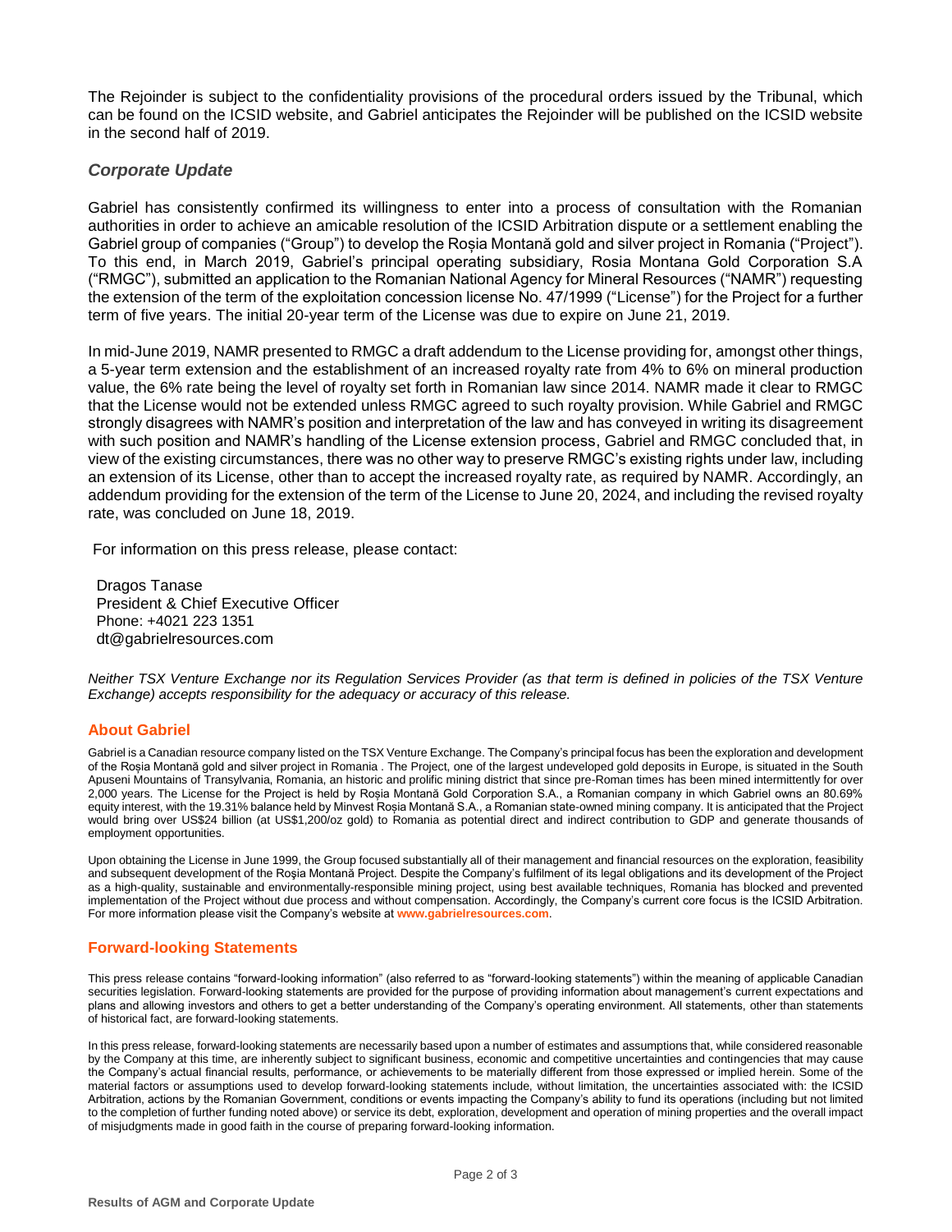The Rejoinder is subject to the confidentiality provisions of the procedural orders issued by the Tribunal, which can be found on the ICSID website, and Gabriel anticipates the Rejoinder will be published on the ICSID website in the second half of 2019.

## *Corporate Update*

Gabriel has consistently confirmed its willingness to enter into a process of consultation with the Romanian authorities in order to achieve an amicable resolution of the ICSID Arbitration dispute or a settlement enabling the Gabriel group of companies ("Group") to develop the Roșia Montană gold and silver project in Romania ("Project"). To this end, in March 2019, Gabriel's principal operating subsidiary, Rosia Montana Gold Corporation S.A ("RMGC"), submitted an application to the Romanian National Agency for Mineral Resources ("NAMR") requesting the extension of the term of the exploitation concession license No. 47/1999 ("License") for the Project for a further term of five years. The initial 20-year term of the License was due to expire on June 21, 2019.

In mid-June 2019, NAMR presented to RMGC a draft addendum to the License providing for, amongst other things, a 5-year term extension and the establishment of an increased royalty rate from 4% to 6% on mineral production value, the 6% rate being the level of royalty set forth in Romanian law since 2014. NAMR made it clear to RMGC that the License would not be extended unless RMGC agreed to such royalty provision. While Gabriel and RMGC strongly disagrees with NAMR's position and interpretation of the law and has conveyed in writing its disagreement with such position and NAMR's handling of the License extension process, Gabriel and RMGC concluded that, in view of the existing circumstances, there was no other way to preserve RMGC's existing rights under law, including an extension of its License, other than to accept the increased royalty rate, as required by NAMR. Accordingly, an addendum providing for the extension of the term of the License to June 20, 2024, and including the revised royalty rate, was concluded on June 18, 2019.

For information on this press release, please contact:

Dragos Tanase
President & Chief Executive Officer
Phone: +4021 223 1351
dt@gabrielresources.com

*Neither TSX Venture Exchange nor its Regulation Services Provider (as that term is defined in policies of the TSX Venture Exchange) accepts responsibility for the adequacy or accuracy of this release.*

## About Gabriel

Gabriel is a Canadian resource company listed on the TSX Venture Exchange. The Company's principal focus has been the exploration and development of the Roșia Montană gold and silver project in Romania . The Project, one of the largest undeveloped gold deposits in Europe, is situated in the South Apuseni Mountains of Transylvania, Romania, an historic and prolific mining district that since pre-Roman times has been mined intermittently for over 2,000 years. The License for the Project is held by Roșia Montană Gold Corporation S.A., a Romanian company in which Gabriel owns an 80.69% equity interest, with the 19.31% balance held by Minvest Roșia Montană S.A., a Romanian state-owned mining company. It is anticipated that the Project would bring over US$24 billion (at US$1,200/oz gold) to Romania as potential direct and indirect contribution to GDP and generate thousands of employment opportunities.

Upon obtaining the License in June 1999, the Group focused substantially all of their management and financial resources on the exploration, feasibility and subsequent development of the Roşia Montană Project. Despite the Company's fulfilment of its legal obligations and its development of the Project as a high-quality, sustainable and environmentally-responsible mining project, using best available techniques, Romania has blocked and prevented implementation of the Project without due process and without compensation. Accordingly, the Company's current core focus is the ICSID Arbitration. For more information please visit the Company's website at **www.gabrielresources.com**.

## Forward-looking Statements

This press release contains "forward-looking information" (also referred to as "forward-looking statements") within the meaning of applicable Canadian securities legislation. Forward-looking statements are provided for the purpose of providing information about management's current expectations and plans and allowing investors and others to get a better understanding of the Company's operating environment. All statements, other than statements of historical fact, are forward-looking statements.

In this press release, forward-looking statements are necessarily based upon a number of estimates and assumptions that, while considered reasonable by the Company at this time, are inherently subject to significant business, economic and competitive uncertainties and contingencies that may cause the Company's actual financial results, performance, or achievements to be materially different from those expressed or implied herein. Some of the material factors or assumptions used to develop forward-looking statements include, without limitation, the uncertainties associated with: the ICSID Arbitration, actions by the Romanian Government, conditions or events impacting the Company's ability to fund its operations (including but not limited to the completion of further funding noted above) or service its debt, exploration, development and operation of mining properties and the overall impact of misjudgments made in good faith in the course of preparing forward-looking information.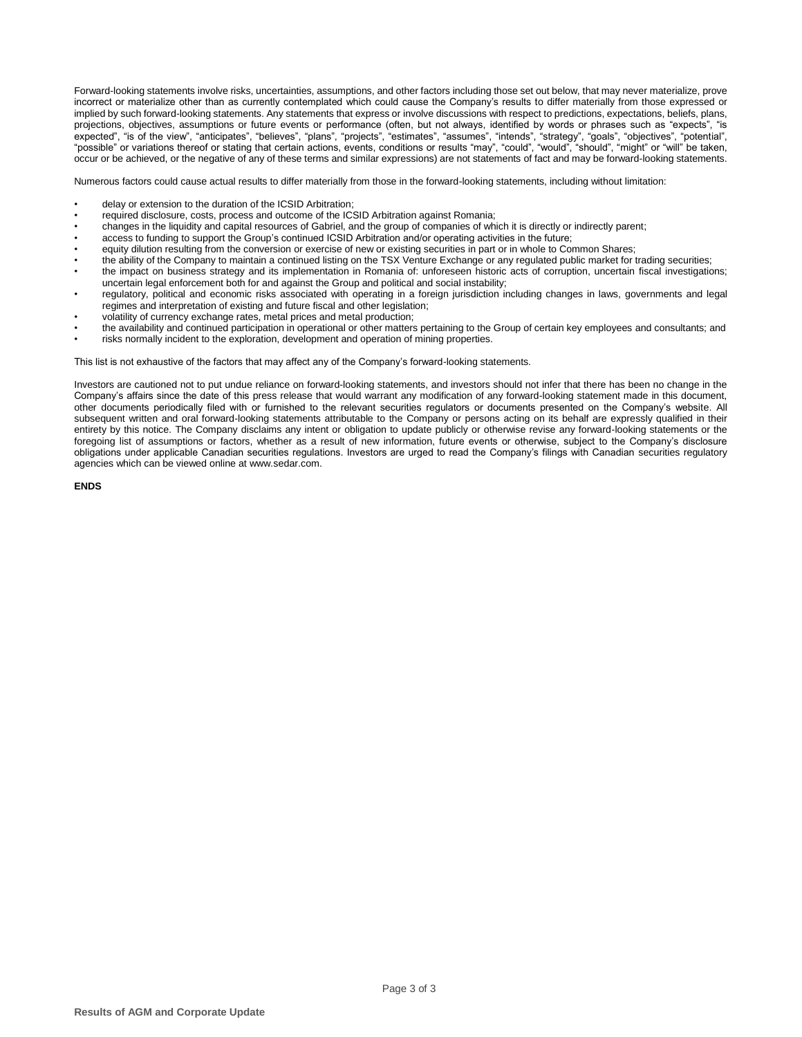Forward-looking statements involve risks, uncertainties, assumptions, and other factors including those set out below, that may never materialize, prove incorrect or materialize other than as currently contemplated which could cause the Company's results to differ materially from those expressed or implied by such forward-looking statements. Any statements that express or involve discussions with respect to predictions, expectations, beliefs, plans, projections, objectives, assumptions or future events or performance (often, but not always, identified by words or phrases such as "expects", "is expected", "is of the view", "anticipates", "believes", "plans", "projects", "estimates", "assumes", "intends", "strategy", "goals", "objectives", "potential", "possible" or variations thereof or stating that certain actions, events, conditions or results "may", "could", "would", "should", "might" or "will" be taken, occur or be achieved, or the negative of any of these terms and similar expressions) are not statements of fact and may be forward-looking statements.

Numerous factors could cause actual results to differ materially from those in the forward-looking statements, including without limitation:

- delay or extension to the duration of the ICSID Arbitration;
- required disclosure, costs, process and outcome of the ICSID Arbitration against Romania;
- changes in the liquidity and capital resources of Gabriel, and the group of companies of which it is directly or indirectly parent;
- access to funding to support the Group's continued ICSID Arbitration and/or operating activities in the future;
- equity dilution resulting from the conversion or exercise of new or existing securities in part or in whole to Common Shares;
- the ability of the Company to maintain a continued listing on the TSX Venture Exchange or any regulated public market for trading securities;
- the impact on business strategy and its implementation in Romania of: unforeseen historic acts of corruption, uncertain fiscal investigations; uncertain legal enforcement both for and against the Group and political and social instability;
- regulatory, political and economic risks associated with operating in a foreign jurisdiction including changes in laws, governments and legal regimes and interpretation of existing and future fiscal and other legislation;
- volatility of currency exchange rates, metal prices and metal production;
- the availability and continued participation in operational or other matters pertaining to the Group of certain key employees and consultants; and
- risks normally incident to the exploration, development and operation of mining properties.

This list is not exhaustive of the factors that may affect any of the Company's forward-looking statements.

Investors are cautioned not to put undue reliance on forward-looking statements, and investors should not infer that there has been no change in the Company's affairs since the date of this press release that would warrant any modification of any forward-looking statement made in this document, other documents periodically filed with or furnished to the relevant securities regulators or documents presented on the Company's website. All subsequent written and oral forward-looking statements attributable to the Company or persons acting on its behalf are expressly qualified in their entirety by this notice. The Company disclaims any intent or obligation to update publicly or otherwise revise any forward-looking statements or the foregoing list of assumptions or factors, whether as a result of new information, future events or otherwise, subject to the Company's disclosure obligations under applicable Canadian securities regulations. Investors are urged to read the Company's filings with Canadian securities regulatory agencies which can be viewed online at www.sedar.com.

**ENDS**